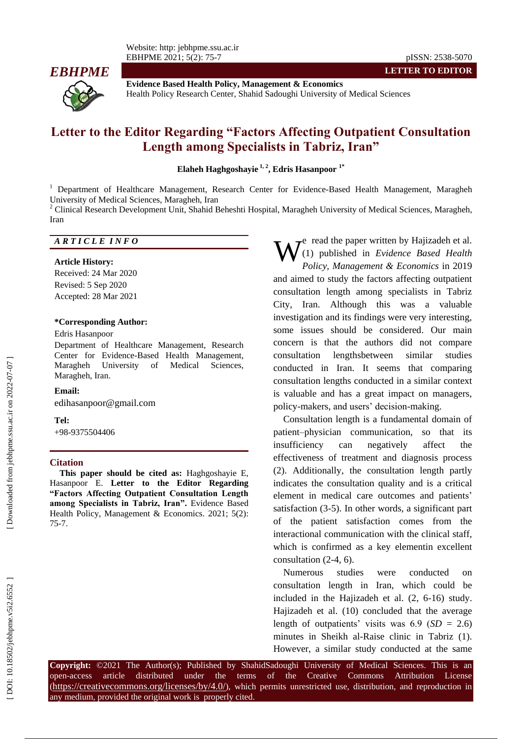**Evidence Based Health Policy, Management & Economics**
Health Policy Research Center, Shahid Sadoughi University of Medical Sciences

LETTER TO EDITOR

# Letter to the Editor Regarding "Factors Affecting Outpatient Consultation Length among Specialists in Tabriz, Iran"

**Elaheh Haghgoshayie [1, 2], Edris Hasanpoor [1*]**

[1] Department of Healthcare Management, Research Center for Evidence-Based Health Management, Maragheh University of Medical Sciences, Maragheh, Iran
[2] Clinical Research Development Unit, Shahid Beheshti Hospital, Maragheh University of Medical Sciences, Maragheh, Iran

### ARTICLE INFO

**Article History:**
Received: 24 Mar 2020
Revised: 5 Sep 2020
Accepted: 28 Mar 2021

**\*Corresponding Author:**
Edris Hasanpoor
Department of Healthcare Management, Research Center for Evidence-Based Health Management, Maragheh University of Medical Sciences, Maragheh, Iran.

**Email:**
edihasanpoor@gmail.com

**Tel:**
+98-9375504406

### Citation

**This paper should be cited as:** Haghgoshayie E, Hasanpoor E. **Letter to the Editor Regarding "Factors Affecting Outpatient Consultation Length among Specialists in Tabriz, Iran".** Evidence Based Health Policy, Management & Economics. 2021; 5(2): 75-7.

We read the paper written by Hajizadeh et al. (1) published in *Evidence Based Health Policy, Management & Economics* in 2019 and aimed to study the factors affecting outpatient consultation length among specialists in Tabriz City, Iran. Although this was a valuable investigation and its findings were very interesting, some issues should be considered. Our main concern is that the authors did not compare consultation lengthsbetween similar studies conducted in Iran. It seems that comparing consultation lengths conducted in a similar context is valuable and has a great impact on managers, policy-makers, and users' decision-making.

Consultation length is a fundamental domain of patient–physician communication, so that its insufficiency can negatively affect the effectiveness of treatment and diagnosis process (2). Additionally, the consultation length partly indicates the consultation quality and is a critical element in medical care outcomes and patients' satisfaction (3-5). In other words, a significant part of the patient satisfaction comes from the interactional communication with the clinical staff, which is confirmed as a key elementin excellent consultation (2-4, 6).

Numerous studies were conducted on consultation length in Iran, which could be included in the Hajizadeh et al. (2, 6-16) study. Hajizadeh et al. (10) concluded that the average length of outpatients' visits was 6.9 (*SD* = 2.6) minutes in Sheikh al-Raise clinic in Tabriz (1). However, a similar study conducted at the same

**Copyright:** ©2021 The Author(s); Published by ShahidSadoughi University of Medical Sciences. This is an open-access article distributed under the terms of the Creative Commons Attribution License (https://creativecommons.org/licenses/by/4.0/), which permits unrestricted use, distribution, and reproduction in any medium, provided the original work is properly cited.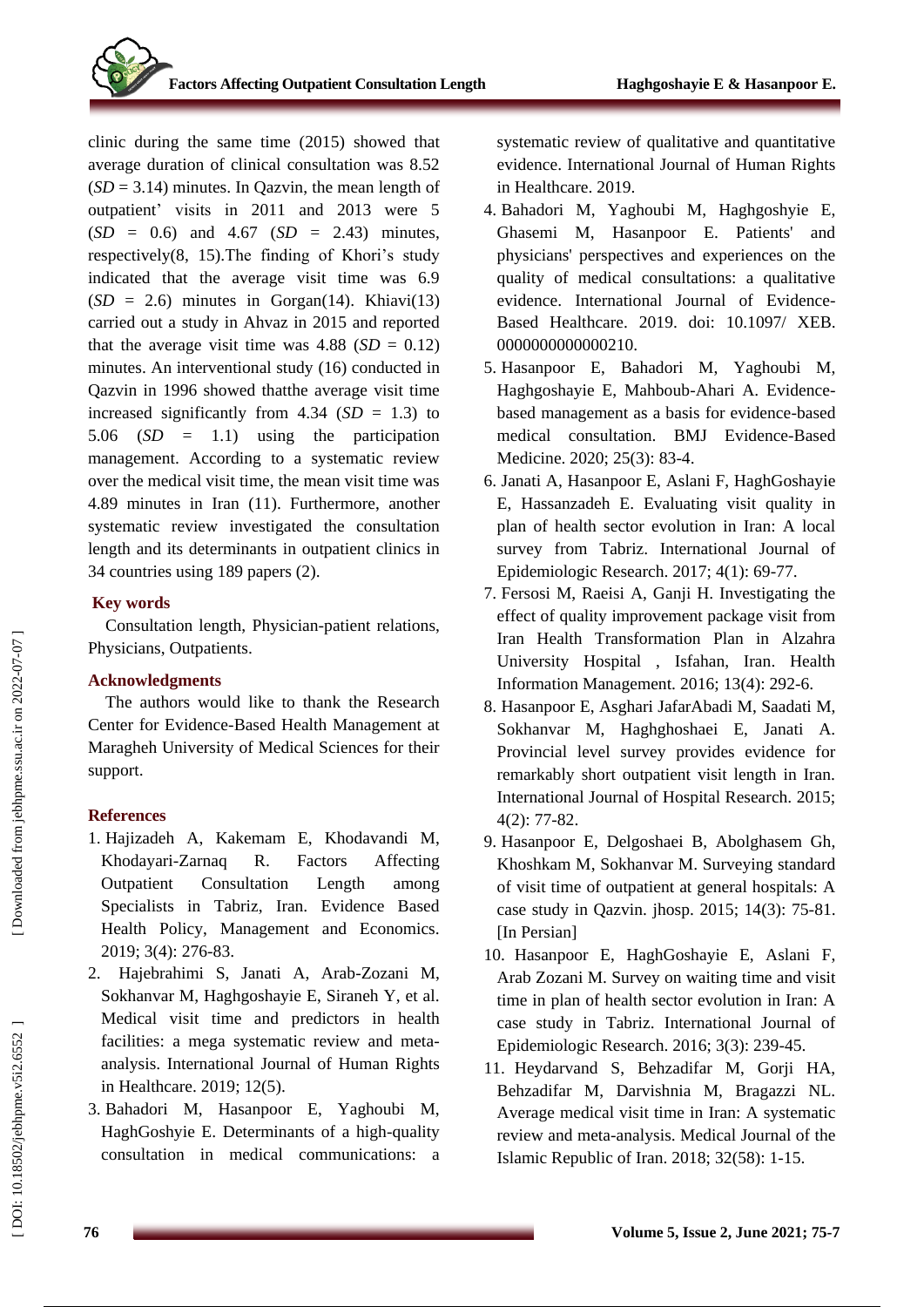clinic during the same time (2015) showed that average duration of clinical consultation was 8.52 (*SD* = 3.14) minutes. In Qazvin, the mean length of outpatient' visits in 2011 and 2013 were 5 (*SD* = 0.6) and 4.67 (*SD* = 2.43) minutes, respectively(8, 15).The finding of Khori's study indicated that the average visit time was 6.9 (*SD* = 2.6) minutes in Gorgan(14). Khiavi(13) carried out a study in Ahvaz in 2015 and reported that the average visit time was 4.88 (*SD* = 0.12) minutes. An interventional study (16) conducted in Qazvin in 1996 showed thatthe average visit time increased significantly from 4.34 (*SD* = 1.3) to 5.06 (*SD* = 1.1) using the participation management. According to a systematic review over the medical visit time, the mean visit time was 4.89 minutes in Iran (11). Furthermore, another systematic review investigated the consultation length and its determinants in outpatient clinics in 34 countries using 189 papers (2).

## Key words

Consultation length, Physician-patient relations, Physicians, Outpatients.

## Acknowledgments

The authors would like to thank the Research Center for Evidence-Based Health Management at Maragheh University of Medical Sciences for their support.

## References

1. Hajizadeh A, Kakemam E, Khodavandi M, Khodayari-Zarnaq R. Factors Affecting Outpatient Consultation Length among Specialists in Tabriz, Iran. Evidence Based Health Policy, Management and Economics. 2019; 3(4): 276-83.
2. Hajebrahimi S, Janati A, Arab-Zozani M, Sokhanvar M, Haghgoshayie E, Siraneh Y, et al. Medical visit time and predictors in health facilities: a mega systematic review and meta-analysis. International Journal of Human Rights in Healthcare. 2019; 12(5).
3. Bahadori M, Hasanpoor E, Yaghoubi M, HaghGoshyie E. Determinants of a high-quality consultation in medical communications: a systematic review of qualitative and quantitative evidence. International Journal of Human Rights in Healthcare. 2019.
4. Bahadori M, Yaghoubi M, Haghgoshyie E, Ghasemi M, Hasanpoor E. Patients' and physicians' perspectives and experiences on the quality of medical consultations: a qualitative evidence. International Journal of Evidence-Based Healthcare. 2019. doi: 10.1097/ XEB. 0000000000000210.
5. Hasanpoor E, Bahadori M, Yaghoubi M, Haghgoshayie E, Mahboub-Ahari A. Evidence-based management as a basis for evidence-based medical consultation. BMJ Evidence-Based Medicine. 2020; 25(3): 83-4.
6. Janati A, Hasanpoor E, Aslani F, HaghGoshayie E, Hassanzadeh E. Evaluating visit quality in plan of health sector evolution in Iran: A local survey from Tabriz. International Journal of Epidemiologic Research. 2017; 4(1): 69-77.
7. Fersosi M, Raeisi A, Ganji H. Investigating the effect of quality improvement package visit from Iran Health Transformation Plan in Alzahra University Hospital , Isfahan, Iran. Health Information Management. 2016; 13(4): 292-6.
8. Hasanpoor E, Asghari JafarAbadi M, Saadati M, Sokhanvar M, Haghghoshaei E, Janati A. Provincial level survey provides evidence for remarkably short outpatient visit length in Iran. International Journal of Hospital Research. 2015; 4(2): 77-82.
9. Hasanpoor E, Delgoshaei B, Abolghasem Gh, Khoshkam M, Sokhanvar M. Surveying standard of visit time of outpatient at general hospitals: A case study in Qazvin. jhosp. 2015; 14(3): 75-81. [In Persian]
10. Hasanpoor E, HaghGoshayie E, Aslani F, Arab Zozani M. Survey on waiting time and visit time in plan of health sector evolution in Iran: A case study in Tabriz. International Journal of Epidemiologic Research. 2016; 3(3): 239-45.
11. Heydarvand S, Behzadifar M, Gorji HA, Behzadifar M, Darvishnia M, Bragazzi NL. Average medical visit time in Iran: A systematic review and meta-analysis. Medical Journal of the Islamic Republic of Iran. 2018; 32(58): 1-15.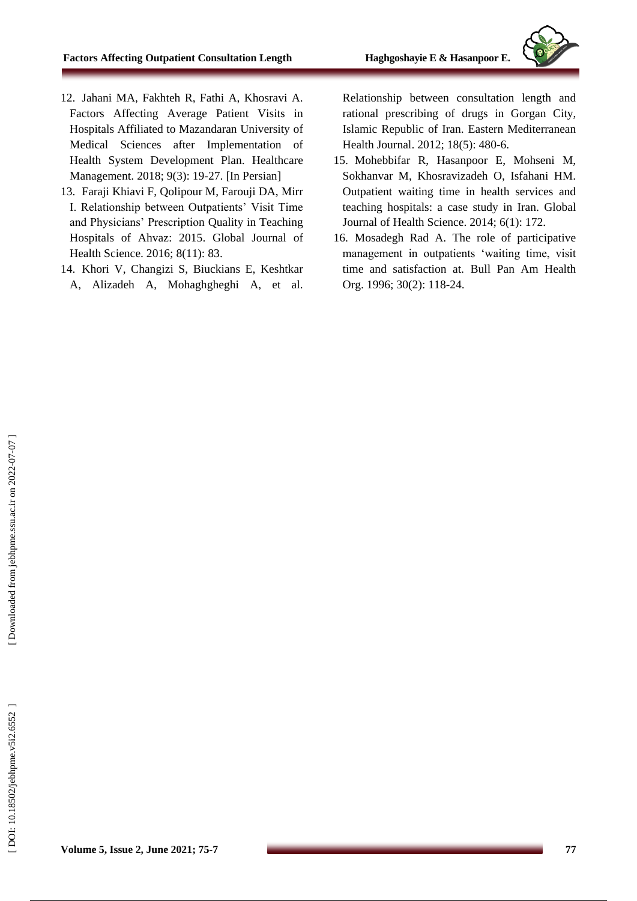12. Jahani MA, Fakhteh R, Fathi A, Khosravi A. Factors Affecting Average Patient Visits in Hospitals Affiliated to Mazandaran University of Medical Sciences after Implementation of Health System Development Plan. Healthcare Management. 2018; 9(3): 19-27. [In Persian]
13. Faraji Khiavi F, Qolipour M, Farouji DA, Mirr I. Relationship between Outpatients' Visit Time and Physicians' Prescription Quality in Teaching Hospitals of Ahvaz: 2015. Global Journal of Health Science. 2016; 8(11): 83.
14. Khori V, Changizi S, Biuckians E, Keshtkar A, Alizadeh A, Mohaghgheghi A, et al. Relationship between consultation length and rational prescribing of drugs in Gorgan City, Islamic Republic of Iran. Eastern Mediterranean Health Journal. 2012; 18(5): 480-6.
15. Mohebbifar R, Hasanpoor E, Mohseni M, Sokhanvar M, Khosravizadeh O, Isfahani HM. Outpatient waiting time in health services and teaching hospitals: a case study in Iran. Global Journal of Health Science. 2014; 6(1): 172.
16. Mosadegh Rad A. The role of participative management in outpatients 'waiting time, visit time and satisfaction at. Bull Pan Am Health Org. 1996; 30(2): 118-24.